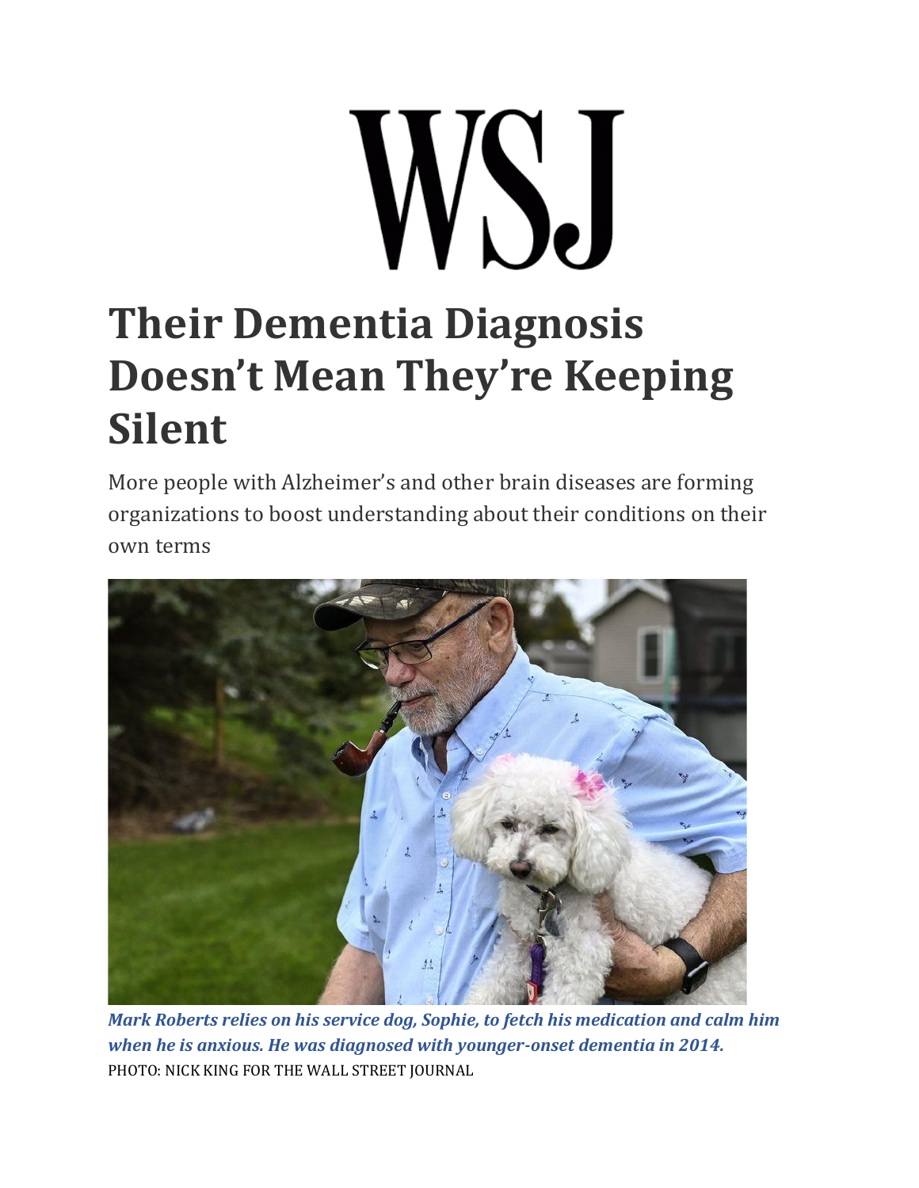WSJ

# Their Dementia Diagnosis Doesn't Mean They're Keeping Silent

More people with Alzheimer's and other brain diseases are forming organizations to boost understanding about their conditions on their own terms

*Mark Roberts relies on his service dog, Sophie, to fetch his medication and calm him when he is anxious. He was diagnosed with younger-onset dementia in 2014.*

PHOTO: NICK KING FOR THE WALL STREET JOURNAL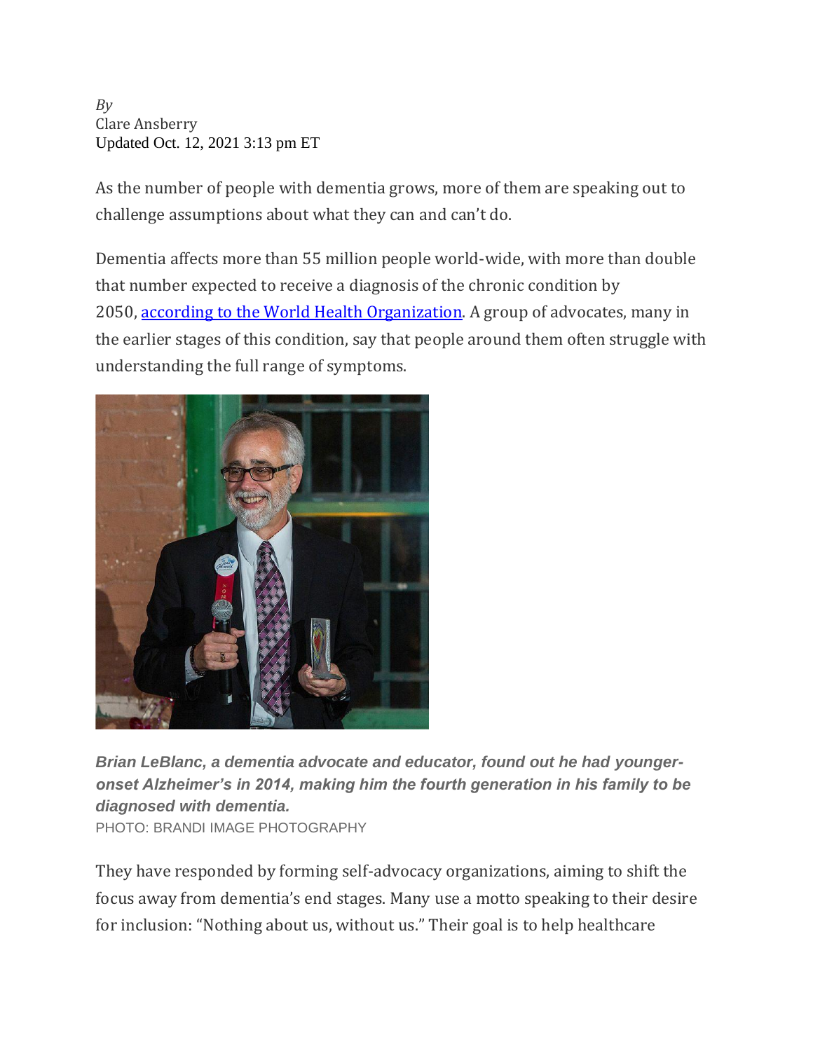*By*
Clare Ansberry
Updated Oct. 12, 2021 3:13 pm ET

As the number of people with dementia grows, more of them are speaking out to challenge assumptions about what they can and can't do.

Dementia affects more than 55 million people world-wide, with more than double that number expected to receive a diagnosis of the chronic condition by 2050, [according to the World Health Organization](). A group of advocates, many in the earlier stages of this condition, say that people around them often struggle with understanding the full range of symptoms.

***Brian LeBlanc, a dementia advocate and educator, found out he had younger-onset Alzheimer's in 2014, making him the fourth generation in his family to be diagnosed with dementia.***
PHOTO: BRANDI IMAGE PHOTOGRAPHY

They have responded by forming self-advocacy organizations, aiming to shift the focus away from dementia's end stages. Many use a motto speaking to their desire for inclusion: "Nothing about us, without us." Their goal is to help healthcare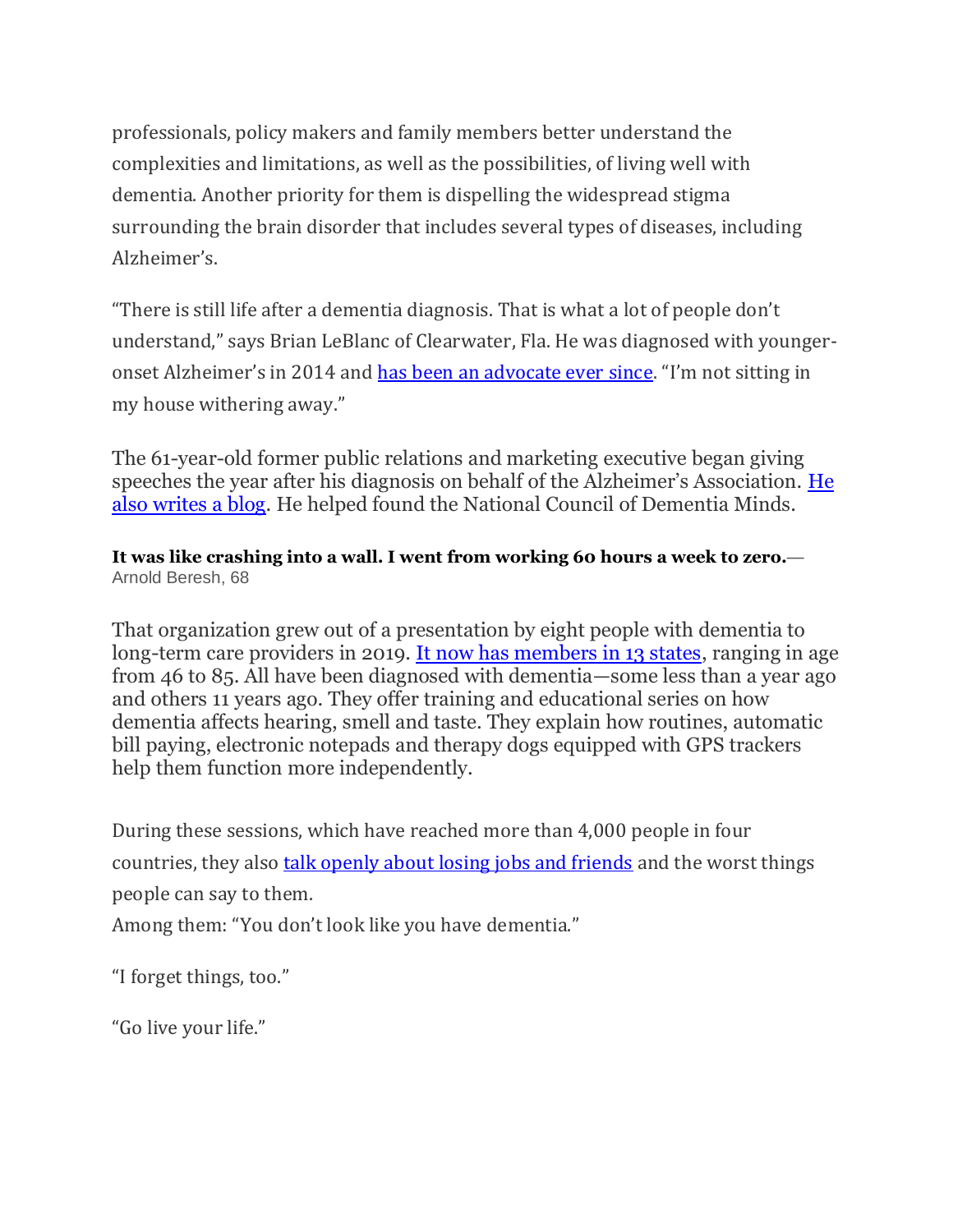professionals, policy makers and family members better understand the complexities and limitations, as well as the possibilities, of living well with dementia. Another priority for them is dispelling the widespread stigma surrounding the brain disorder that includes several types of diseases, including Alzheimer's.

"There is still life after a dementia diagnosis. That is what a lot of people don't understand," says Brian LeBlanc of Clearwater, Fla. He was diagnosed with younger-onset Alzheimer's in 2014 and has been an advocate ever since. "I'm not sitting in my house withering away."

The 61-year-old former public relations and marketing executive began giving speeches the year after his diagnosis on behalf of the Alzheimer's Association. He also writes a blog. He helped found the National Council of Dementia Minds.

**It was like crashing into a wall. I went from working 60 hours a week to zero.**— Arnold Beresh, 68

That organization grew out of a presentation by eight people with dementia to long-term care providers in 2019. It now has members in 13 states, ranging in age from 46 to 85. All have been diagnosed with dementia—some less than a year ago and others 11 years ago. They offer training and educational series on how dementia affects hearing, smell and taste. They explain how routines, automatic bill paying, electronic notepads and therapy dogs equipped with GPS trackers help them function more independently.

During these sessions, which have reached more than 4,000 people in four countries, they also talk openly about losing jobs and friends and the worst things people can say to them.

Among them: "You don't look like you have dementia."

"I forget things, too."

"Go live your life."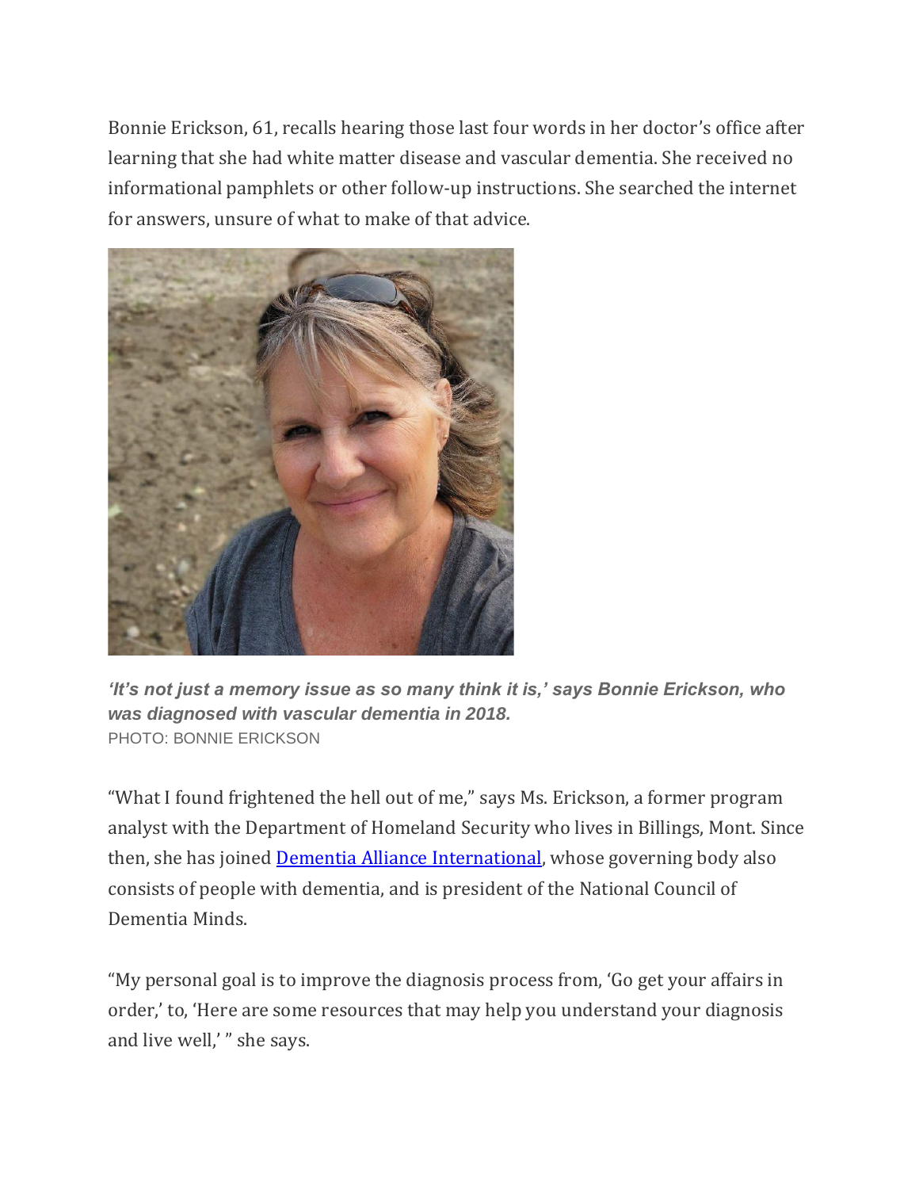Bonnie Erickson, 61, recalls hearing those last four words in her doctor's office after learning that she had white matter disease and vascular dementia. She received no informational pamphlets or other follow-up instructions. She searched the internet for answers, unsure of what to make of that advice.

***'It's not just a memory issue as so many think it is,' says Bonnie Erickson, who was diagnosed with vascular dementia in 2018.***
PHOTO: BONNIE ERICKSON

"What I found frightened the hell out of me," says Ms. Erickson, a former program analyst with the Department of Homeland Security who lives in Billings, Mont. Since then, she has joined Dementia Alliance International, whose governing body also consists of people with dementia, and is president of the National Council of Dementia Minds.

"My personal goal is to improve the diagnosis process from, 'Go get your affairs in order,' to, 'Here are some resources that may help you understand your diagnosis and live well,' " she says.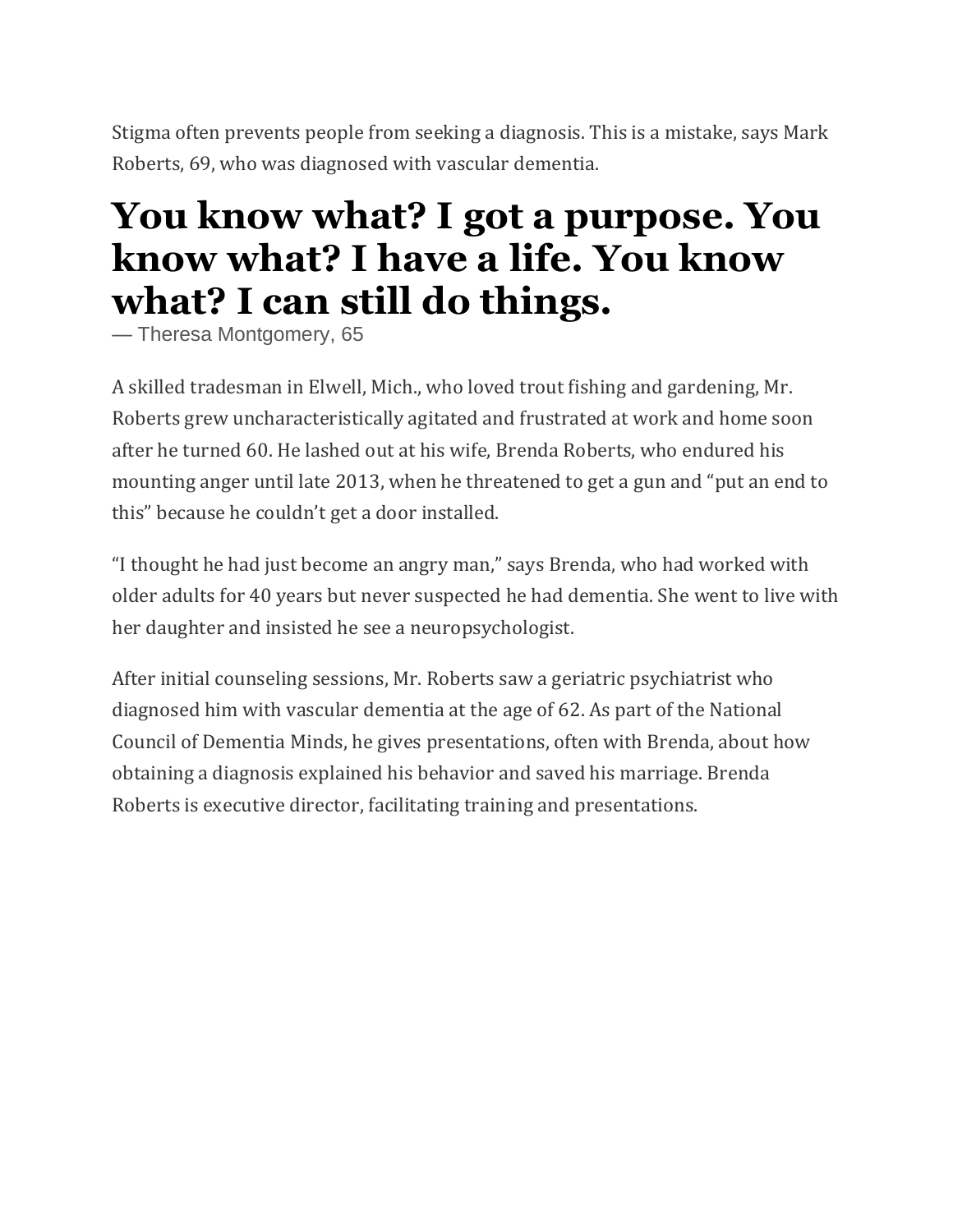Stigma often prevents people from seeking a diagnosis. This is a mistake, says Mark Roberts, 69, who was diagnosed with vascular dementia.

# You know what? I got a purpose. You know what? I have a life. You know what? I can still do things.

— Theresa Montgomery, 65

A skilled tradesman in Elwell, Mich., who loved trout fishing and gardening, Mr. Roberts grew uncharacteristically agitated and frustrated at work and home soon after he turned 60. He lashed out at his wife, Brenda Roberts, who endured his mounting anger until late 2013, when he threatened to get a gun and "put an end to this" because he couldn't get a door installed.

"I thought he had just become an angry man," says Brenda, who had worked with older adults for 40 years but never suspected he had dementia. She went to live with her daughter and insisted he see a neuropsychologist.

After initial counseling sessions, Mr. Roberts saw a geriatric psychiatrist who diagnosed him with vascular dementia at the age of 62. As part of the National Council of Dementia Minds, he gives presentations, often with Brenda, about how obtaining a diagnosis explained his behavior and saved his marriage. Brenda Roberts is executive director, facilitating training and presentations.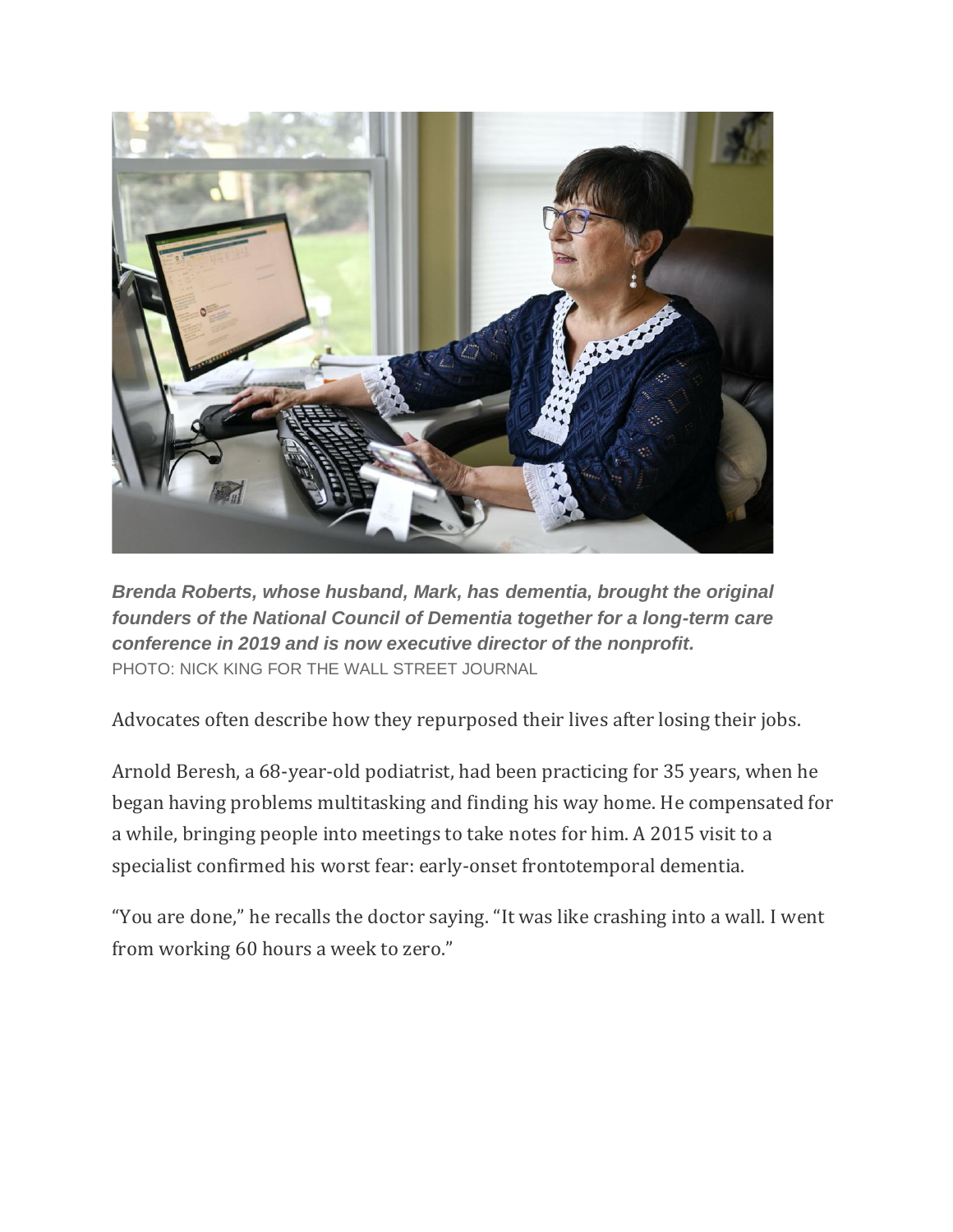***Brenda Roberts, whose husband, Mark, has dementia, brought the original founders of the National Council of Dementia together for a long-term care conference in 2019 and is now executive director of the nonprofit.***
PHOTO: NICK KING FOR THE WALL STREET JOURNAL

Advocates often describe how they repurposed their lives after losing their jobs.

Arnold Beresh, a 68-year-old podiatrist, had been practicing for 35 years, when he began having problems multitasking and finding his way home. He compensated for a while, bringing people into meetings to take notes for him. A 2015 visit to a specialist confirmed his worst fear: early-onset frontotemporal dementia.

"You are done," he recalls the doctor saying. "It was like crashing into a wall. I went from working 60 hours a week to zero."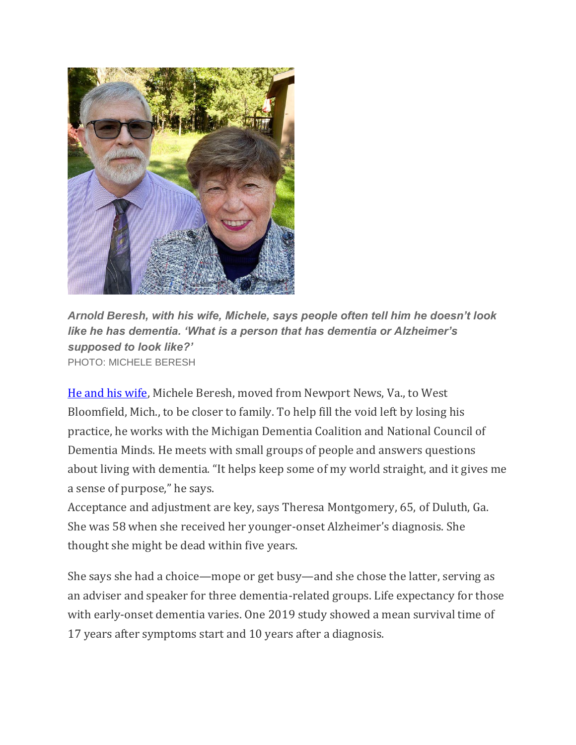***Arnold Beresh, with his wife, Michele, says people often tell him he doesn't look like he has dementia. 'What is a person that has dementia or Alzheimer's supposed to look like?'***
PHOTO: MICHELE BERESH

He and his wife, Michele Beresh, moved from Newport News, Va., to West Bloomfield, Mich., to be closer to family. To help fill the void left by losing his practice, he works with the Michigan Dementia Coalition and National Council of Dementia Minds. He meets with small groups of people and answers questions about living with dementia. "It helps keep some of my world straight, and it gives me a sense of purpose," he says.

Acceptance and adjustment are key, says Theresa Montgomery, 65, of Duluth, Ga. She was 58 when she received her younger-onset Alzheimer's diagnosis. She thought she might be dead within five years.

She says she had a choice—mope or get busy—and she chose the latter, serving as an adviser and speaker for three dementia-related groups. Life expectancy for those with early-onset dementia varies. One 2019 study showed a mean survival time of 17 years after symptoms start and 10 years after a diagnosis.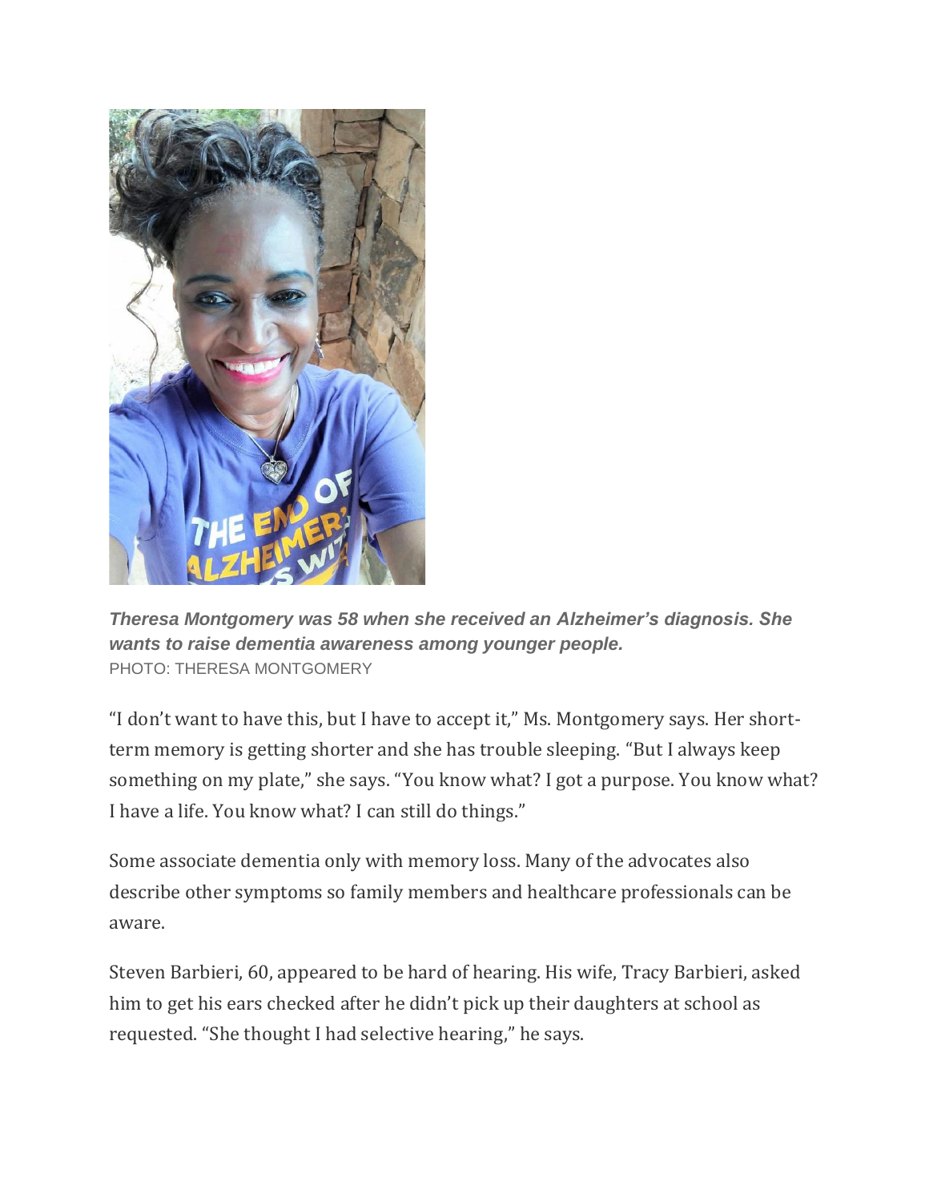***Theresa Montgomery was 58 when she received an Alzheimer's diagnosis. She wants to raise dementia awareness among younger people.***
PHOTO: THERESA MONTGOMERY

"I don't want to have this, but I have to accept it," Ms. Montgomery says. Her short-term memory is getting shorter and she has trouble sleeping. "But I always keep something on my plate," she says. "You know what? I got a purpose. You know what? I have a life. You know what? I can still do things."

Some associate dementia only with memory loss. Many of the advocates also describe other symptoms so family members and healthcare professionals can be aware.

Steven Barbieri, 60, appeared to be hard of hearing. His wife, Tracy Barbieri, asked him to get his ears checked after he didn't pick up their daughters at school as requested. "She thought I had selective hearing," he says.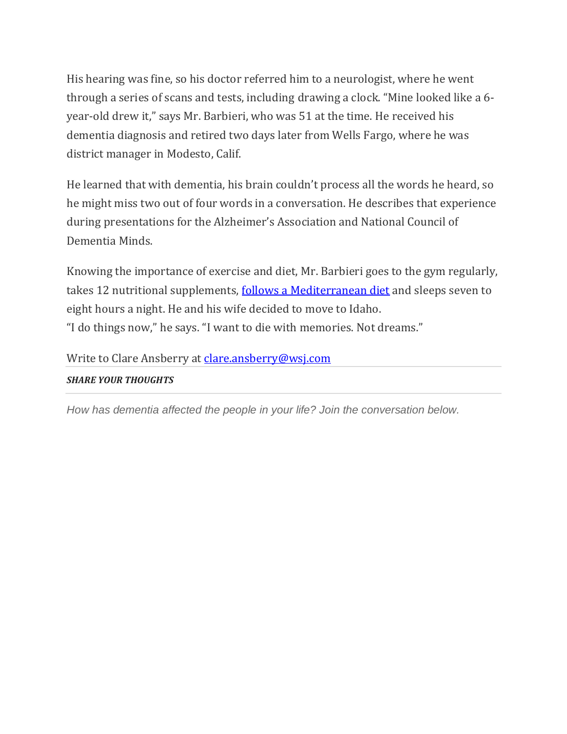His hearing was fine, so his doctor referred him to a neurologist, where he went through a series of scans and tests, including drawing a clock. "Mine looked like a 6-year-old drew it," says Mr. Barbieri, who was 51 at the time. He received his dementia diagnosis and retired two days later from Wells Fargo, where he was district manager in Modesto, Calif.

He learned that with dementia, his brain couldn't process all the words he heard, so he might miss two out of four words in a conversation. He describes that experience during presentations for the Alzheimer's Association and National Council of Dementia Minds.

Knowing the importance of exercise and diet, Mr. Barbieri goes to the gym regularly, takes 12 nutritional supplements, [follows a Mediterranean diet](#) and sleeps seven to eight hours a night. He and his wife decided to move to Idaho.
"I do things now," he says. "I want to die with memories. Not dreams."

Write to Clare Ansberry at [clare.ansberry@wsj.com](mailto:clare.ansberry@wsj.com)

---

***SHARE YOUR THOUGHTS***

---

*How has dementia affected the people in your life? Join the conversation below.*